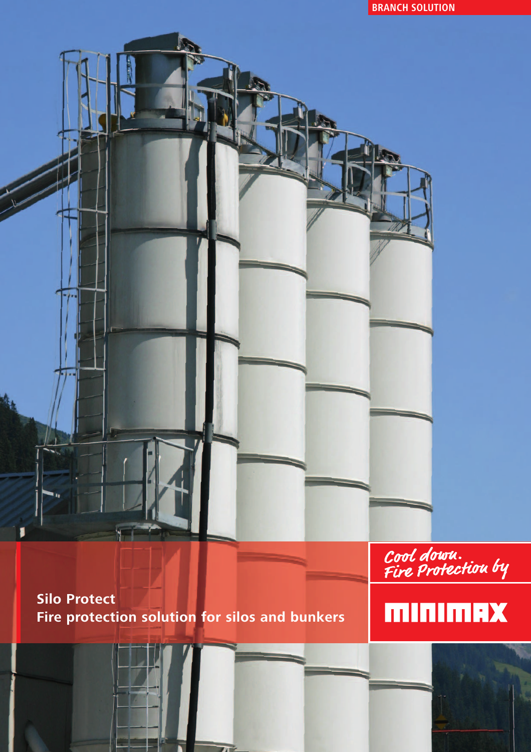BRANCH SOLUTION

# Silo Protect
## Fire protection solution for silos and bunkers

Cool down.
Fire Protection by

MINIMAX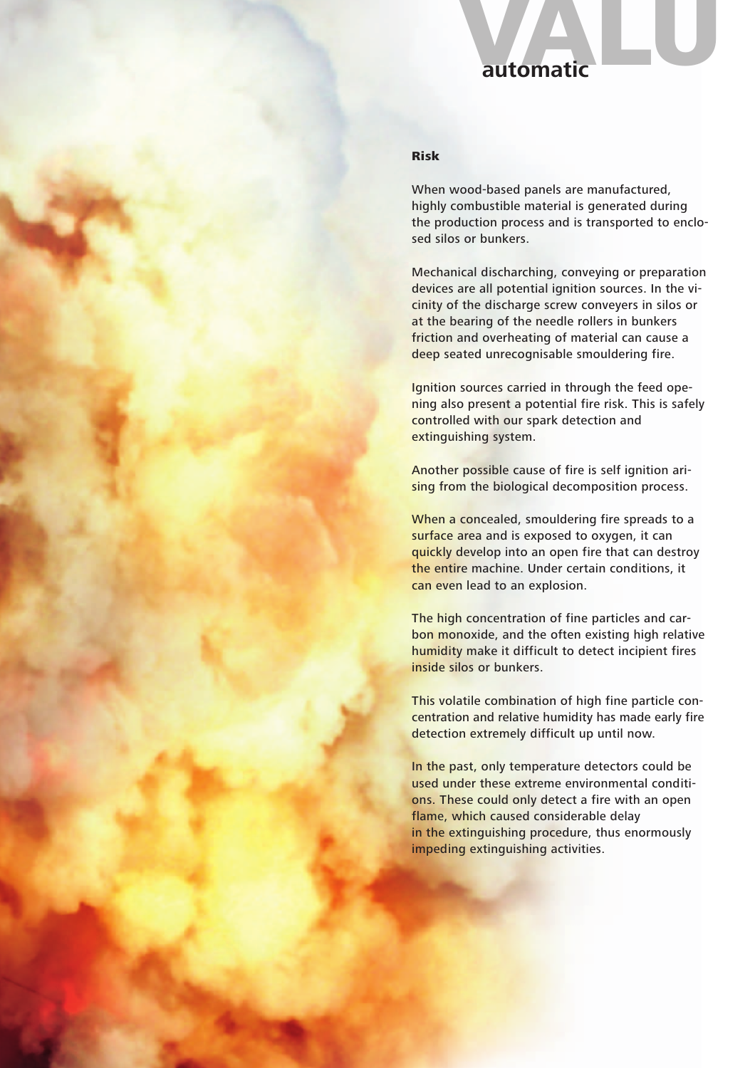## Risk

When wood-based panels are manufactured, highly combustible material is generated during the production process and is transported to enclosed silos or bunkers.

Mechanical discharching, conveying or preparation devices are all potential ignition sources. In the vicinity of the discharge screw conveyers in silos or at the bearing of the needle rollers in bunkers friction and overheating of material can cause a deep seated unrecognisable smouldering fire.

Ignition sources carried in through the feed opening also present a potential fire risk. This is safely controlled with our spark detection and extinguishing system.

Another possible cause of fire is self ignition arising from the biological decomposition process.

When a concealed, smouldering fire spreads to a surface area and is exposed to oxygen, it can quickly develop into an open fire that can destroy the entire machine. Under certain conditions, it can even lead to an explosion.

The high concentration of fine particles and carbon monoxide, and the often existing high relative humidity make it difficult to detect incipient fires inside silos or bunkers.

This volatile combination of high fine particle concentration and relative humidity has made early fire detection extremely difficult up until now.

In the past, only temperature detectors could be used under these extreme environmental conditions. These could only detect a fire with an open flame, which caused considerable delay in the extinguishing procedure, thus enormously impeding extinguishing activities.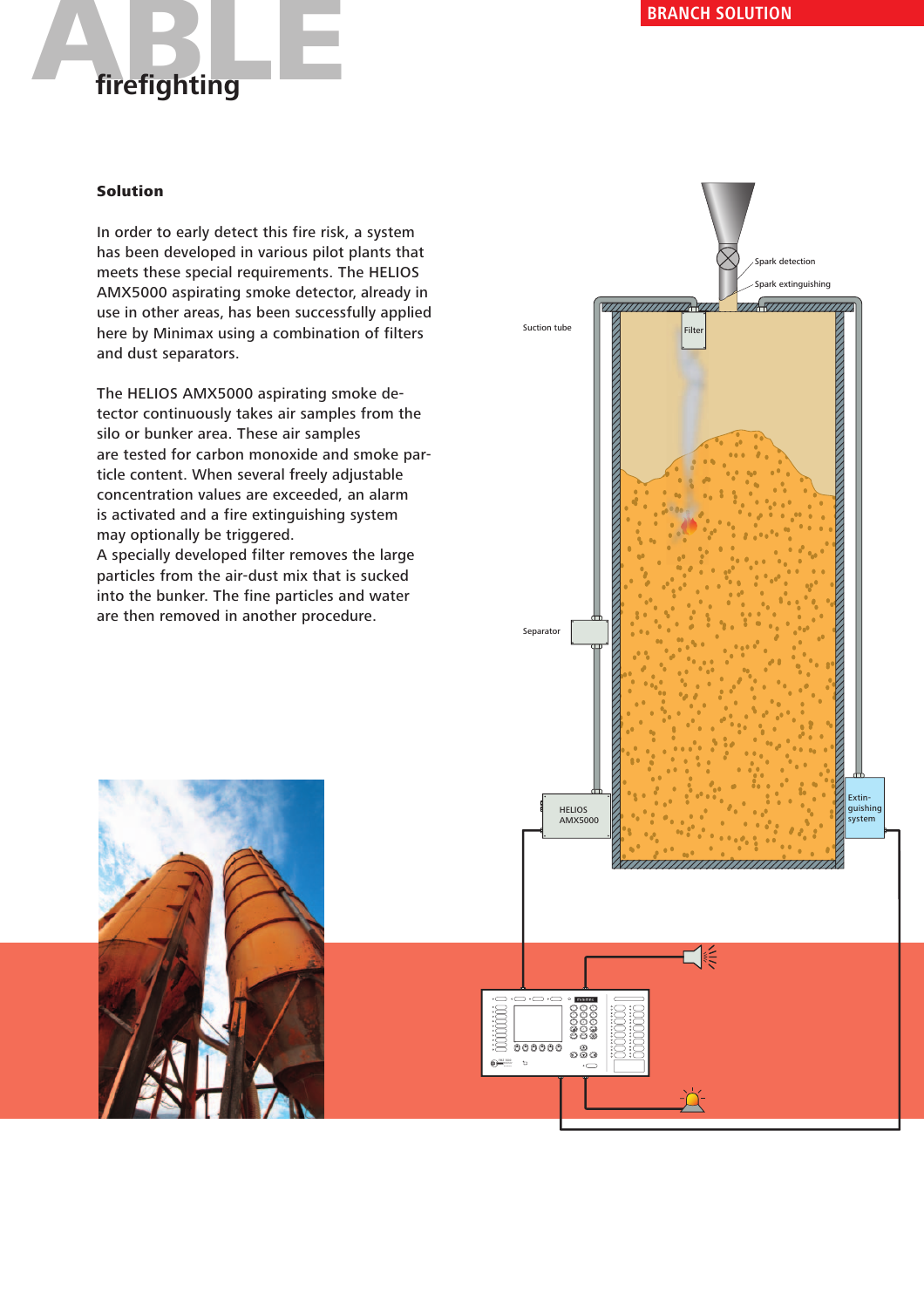## Solution

In order to early detect this fire risk, a system has been developed in various pilot plants that meets these special requirements. The HELIOS AMX5000 aspirating smoke detector, already in use in other areas, has been successfully applied here by Minimax using a combination of filters and dust separators.

The HELIOS AMX5000 aspirating smoke detector continuously takes air samples from the silo or bunker area. These air samples are tested for carbon monoxide and smoke particle content. When several freely adjustable concentration values are exceeded, an alarm is activated and a fire extinguishing system may optionally be triggered.
A specially developed filter removes the large particles from the air-dust mix that is sucked into the bunker. The fine particles and water are then removed in another procedure.

Spark detection

Spark extinguishing

Suction tube

Filter

Separator

HELIOS AMX5000

Extinguishing system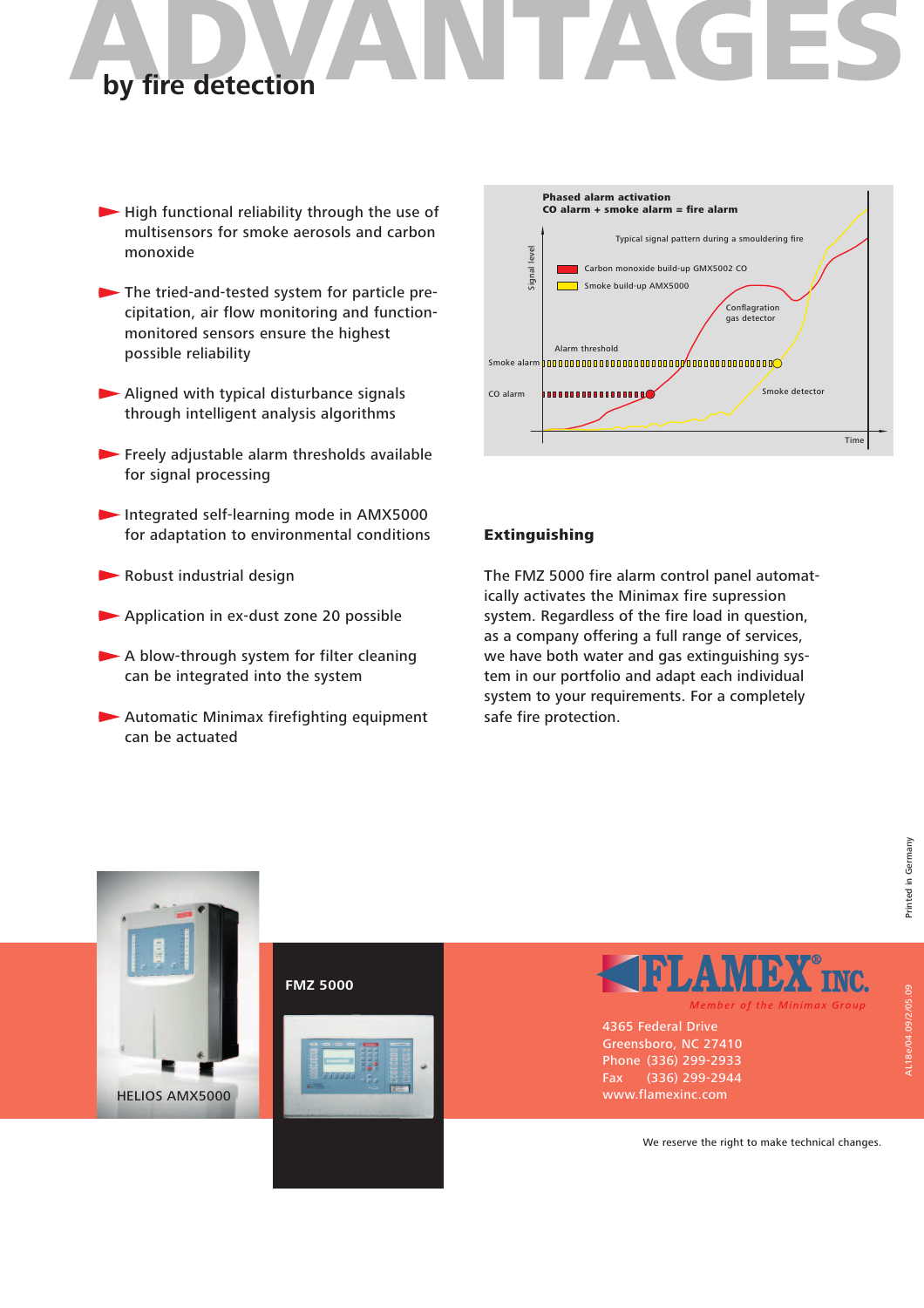# ADVANTAGES

## by fire detection

- High functional reliability through the use of multisensors for smoke aerosols and carbon monoxide
- The tried-and-tested system for particle precipitation, air flow monitoring and function-monitored sensors ensure the highest possible reliability
- Aligned with typical disturbance signals through intelligent analysis algorithms
- Freely adjustable alarm thresholds available for signal processing
- Integrated self-learning mode in AMX5000 for adaptation to environmental conditions
- Robust industrial design
- Application in ex-dust zone 20 possible
- A blow-through system for filter cleaning can be integrated into the system
- Automatic Minimax firefighting equipment can be actuated

**Phased alarm activation**
**CO alarm + smoke alarm = fire alarm**

Typical signal pattern during a smouldering fire

Carbon monoxide build-up GMX5002 CO

Smoke build-up AMX5000

Signal level

Conflagration gas detector

Alarm threshold

Smoke alarm

CO alarm

Smoke detector

Time

### Extinguishing

The FMZ 5000 fire alarm control panel automatically activates the Minimax fire supression system. Regardless of the fire load in question, as a company offering a full range of services, we have both water and gas extinguishing system in our portfolio and adapt each individual system to your requirements. For a completely safe fire protection.

HELIOS AMX5000

FMZ 5000

FLAMEX® INC.
*Member of the Minimax Group*

4365 Federal Drive
Greensboro, NC 27410
Phone (336) 299-2933
Fax (336) 299-2944
www.flamexinc.com

We reserve the right to make technical changes.

Printed in Germany

AL18e/04.09/2/05.09